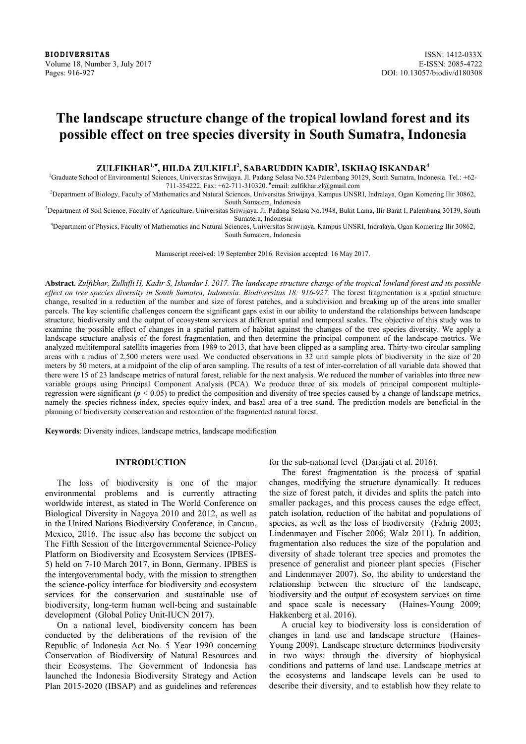# The landscape structure change of the tropical lowland forest and its possible effect on tree species diversity in South Sumatra, Indonesia

**ZULFIKHAR[1,♥], HILDA ZULKIFLI[2], SABARUDDIN KADIR[3], ISKHAQ ISKANDAR[4]**

[1]Graduate School of Environmental Sciences, Universitas Sriwijaya. Jl. Padang Selasa No.524 Palembang 30129, South Sumatra, Indonesia. Tel.: +62-711-354222, Fax: +62-711-310320. [♥]email: zulfikhar.zl@gmail.com

[2]Department of Biology, Faculty of Mathematics and Natural Sciences, Universitas Sriwijaya. Kampus UNSRI, Indralaya, Ogan Komering Ilir 30862, South Sumatera, Indonesia

[3]Department of Soil Science, Faculty of Agriculture, Universitas Sriwijaya. Jl. Padang Selasa No.1948, Bukit Lama, Ilir Barat I, Palembang 30139, South Sumatera, Indonesia

[4]Department of Physics, Faculty of Mathematics and Natural Sciences, Universitas Sriwijaya. Kampus UNSRI, Indralaya, Ogan Komering Ilir 30862, South Sumatera, Indonesia

Manuscript received: 19 September 2016. Revision accepted: 16 May 2017.

**Abstract.** *Zulfikhar, Zulkifli H, Kadir S, Iskandar I. 2017. The landscape structure change of the tropical lowland forest and its possible effect on tree species diversity in South Sumatra, Indonesia. Biodiversitas 18: 916-927.* The forest fragmentation is a spatial structure change, resulted in a reduction of the number and size of forest patches, and a subdivision and breaking up of the areas into smaller parcels. The key scientific challenges concern the significant gaps exist in our ability to understand the relationships between landscape structure, biodiversity and the output of ecosystem services at different spatial and temporal scales. The objective of this study was to examine the possible effect of changes in a spatial pattern of habitat against the changes of the tree species diversity. We apply a landscape structure analysis of the forest fragmentation, and then determine the principal component of the landscape metrics. We analyzed multitemporal satellite imageries from 1989 to 2013, that have been clipped as a sampling area. Thirty-two circular sampling areas with a radius of 2,500 meters were used. We conducted observations in 32 unit sample plots of biodiversity in the size of 20 meters by 50 meters, at a midpoint of the clip of area sampling. The results of a test of inter-correlation of all variable data showed that there were 15 of 23 landscape metrics of natural forest, reliable for the next analysis. We reduced the number of variables into three new variable groups using Principal Component Analysis (PCA). We produce three of six models of principal component multiple-regression were significant ($p < 0.05$) to predict the composition and diversity of tree species caused by a change of landscape metrics, namely the species richness index, species equity index, and basal area of a tree stand. The prediction models are beneficial in the planning of biodiversity conservation and restoration of the fragmented natural forest.

**Keywords**: Diversity indices, landscape metrics, landscape modification

## INTRODUCTION

The loss of biodiversity is one of the major environmental problems and is currently attracting worldwide interest, as stated in The World Conference on Biological Diversity in Nagoya 2010 and 2012, as well as in the United Nations Biodiversity Conference, in Cancun, Mexico, 2016. The issue also has become the subject on The Fifth Session of the Intergovernmental Science-Policy Platform on Biodiversity and Ecosystem Services (IPBES-5) held on 7-10 March 2017, in Bonn, Germany. IPBES is the intergovernmental body, with the mission to strengthen the science-policy interface for biodiversity and ecosystem services for the conservation and sustainable use of biodiversity, long-term human well-being and sustainable development (Global Policy Unit-IUCN 2017).

On a national level, biodiversity concern has been conducted by the deliberations of the revision of the Republic of Indonesia Act No. 5 Year 1990 concerning Conservation of Biodiversity of Natural Resources and their Ecosystems. The Government of Indonesia has launched the Indonesia Biodiversity Strategy and Action Plan 2015-2020 (IBSAP) and as guidelines and references for the sub-national level (Darajati et al. 2016).

The forest fragmentation is the process of spatial changes, modifying the structure dynamically. It reduces the size of forest patch, it divides and splits the patch into smaller packages, and this process causes the edge effect, patch isolation, reduction of the habitat and populations of species, as well as the loss of biodiversity (Fahrig 2003; Lindenmayer and Fischer 2006; Walz 2011). In addition, fragmentation also reduces the size of the population and diversity of shade tolerant tree species and promotes the presence of generalist and pioneer plant species (Fischer and Lindenmayer 2007). So, the ability to understand the relationship between the structure of the landscape, biodiversity and the output of ecosystem services on time and space scale is necessary (Haines-Young 2009; Hakkenberg et al. 2016).

A crucial key to biodiversity loss is consideration of changes in land use and landscape structure (Haines-Young 2009). Landscape structure determines biodiversity in two ways: through the diversity of biophysical conditions and patterns of land use. Landscape metrics at the ecosystems and landscape levels can be used to describe their diversity, and to establish how they relate to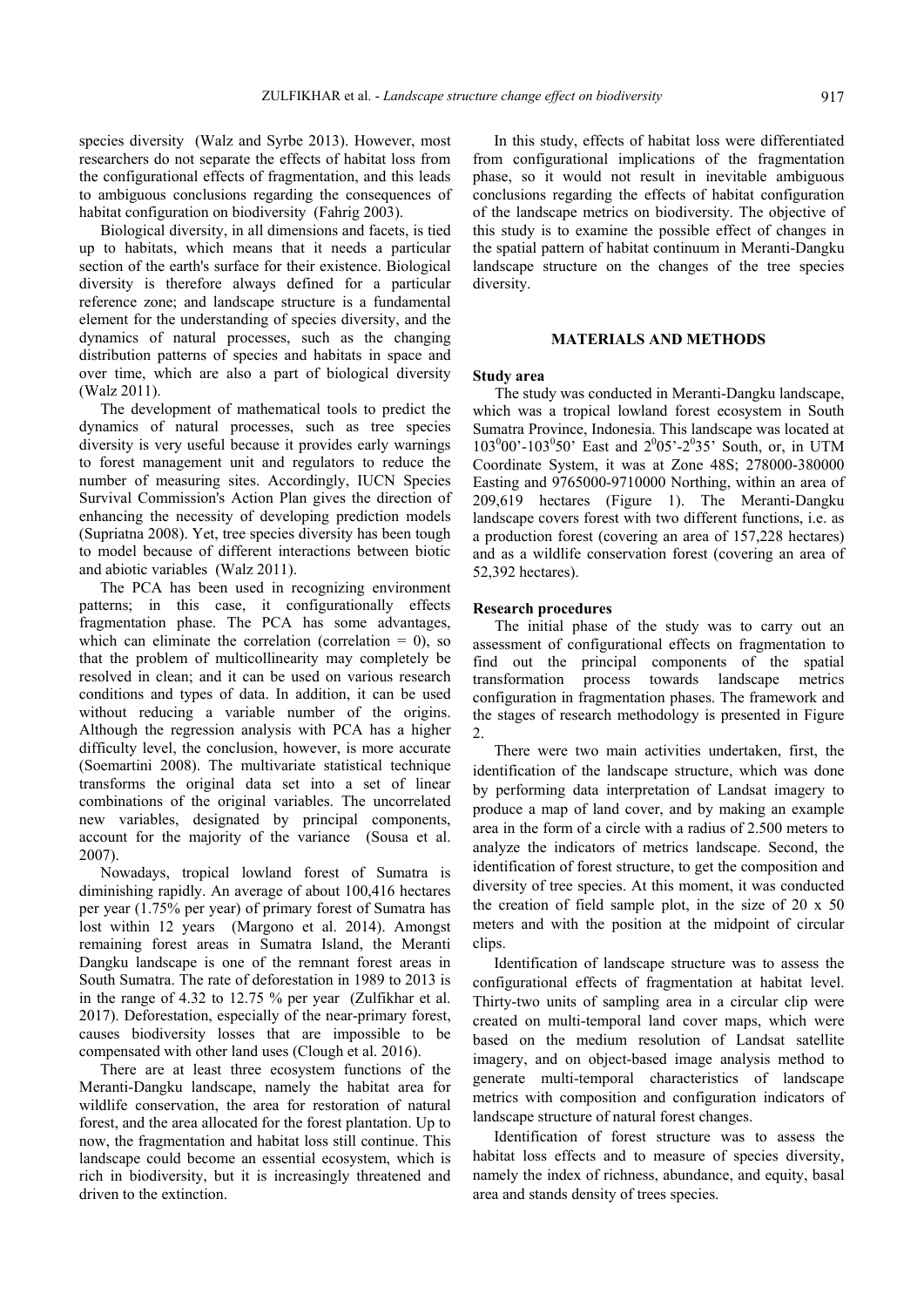species diversity (Walz and Syrbe 2013). However, most researchers do not separate the effects of habitat loss from the configurational effects of fragmentation, and this leads to ambiguous conclusions regarding the consequences of habitat configuration on biodiversity (Fahrig 2003).

Biological diversity, in all dimensions and facets, is tied up to habitats, which means that it needs a particular section of the earth's surface for their existence. Biological diversity is therefore always defined for a particular reference zone; and landscape structure is a fundamental element for the understanding of species diversity, and the dynamics of natural processes, such as the changing distribution patterns of species and habitats in space and over time, which are also a part of biological diversity (Walz 2011).

The development of mathematical tools to predict the dynamics of natural processes, such as tree species diversity is very useful because it provides early warnings to forest management unit and regulators to reduce the number of measuring sites. Accordingly, IUCN Species Survival Commission's Action Plan gives the direction of enhancing the necessity of developing prediction models (Supriatna 2008). Yet, tree species diversity has been tough to model because of different interactions between biotic and abiotic variables (Walz 2011).

The PCA has been used in recognizing environment patterns; in this case, it configurationally effects fragmentation phase. The PCA has some advantages, which can eliminate the correlation (correlation = 0), so that the problem of multicollinearity may completely be resolved in clean; and it can be used on various research conditions and types of data. In addition, it can be used without reducing a variable number of the origins. Although the regression analysis with PCA has a higher difficulty level, the conclusion, however, is more accurate (Soemartini 2008). The multivariate statistical technique transforms the original data set into a set of linear combinations of the original variables. The uncorrelated new variables, designated by principal components, account for the majority of the variance (Sousa et al. 2007).

Nowadays, tropical lowland forest of Sumatra is diminishing rapidly. An average of about 100,416 hectares per year (1.75% per year) of primary forest of Sumatra has lost within 12 years (Margono et al. 2014). Amongst remaining forest areas in Sumatra Island, the Meranti Dangku landscape is one of the remnant forest areas in South Sumatra. The rate of deforestation in 1989 to 2013 is in the range of 4.32 to 12.75 % per year (Zulfikhar et al. 2017). Deforestation, especially of the near-primary forest, causes biodiversity losses that are impossible to be compensated with other land uses (Clough et al. 2016).

There are at least three ecosystem functions of the Meranti-Dangku landscape, namely the habitat area for wildlife conservation, the area for restoration of natural forest, and the area allocated for the forest plantation. Up to now, the fragmentation and habitat loss still continue. This landscape could become an essential ecosystem, which is rich in biodiversity, but it is increasingly threatened and driven to the extinction.

In this study, effects of habitat loss were differentiated from configurational implications of the fragmentation phase, so it would not result in inevitable ambiguous conclusions regarding the effects of habitat configuration of the landscape metrics on biodiversity. The objective of this study is to examine the possible effect of changes in the spatial pattern of habitat continuum in Meranti-Dangku landscape structure on the changes of the tree species diversity.

## MATERIALS AND METHODS

### Study area

The study was conducted in Meranti-Dangku landscape, which was a tropical lowland forest ecosystem in South Sumatra Province, Indonesia. This landscape was located at $103^0 00'$-$103^0 50'$ East and $2^0 05'$-$2^0 35'$ South, or, in UTM Coordinate System, it was at Zone 48S; 278000-380000 Easting and 9765000-9710000 Northing, within an area of 209,619 hectares (Figure 1). The Meranti-Dangku landscape covers forest with two different functions, i.e. as a production forest (covering an area of 157,228 hectares) and as a wildlife conservation forest (covering an area of 52,392 hectares).

### Research procedures

The initial phase of the study was to carry out an assessment of configurational effects on fragmentation to find out the principal components of the spatial transformation process towards landscape metrics configuration in fragmentation phases. The framework and the stages of research methodology is presented in Figure 2.

There were two main activities undertaken, first, the identification of the landscape structure, which was done by performing data interpretation of Landsat imagery to produce a map of land cover, and by making an example area in the form of a circle with a radius of 2.500 meters to analyze the indicators of metrics landscape. Second, the identification of forest structure, to get the composition and diversity of tree species. At this moment, it was conducted the creation of field sample plot, in the size of 20 x 50 meters and with the position at the midpoint of circular clips.

Identification of landscape structure was to assess the configurational effects of fragmentation at habitat level. Thirty-two units of sampling area in a circular clip were created on multi-temporal land cover maps, which were based on the medium resolution of Landsat satellite imagery, and on object-based image analysis method to generate multi-temporal characteristics of landscape metrics with composition and configuration indicators of landscape structure of natural forest changes.

Identification of forest structure was to assess the habitat loss effects and to measure of species diversity, namely the index of richness, abundance, and equity, basal area and stands density of trees species.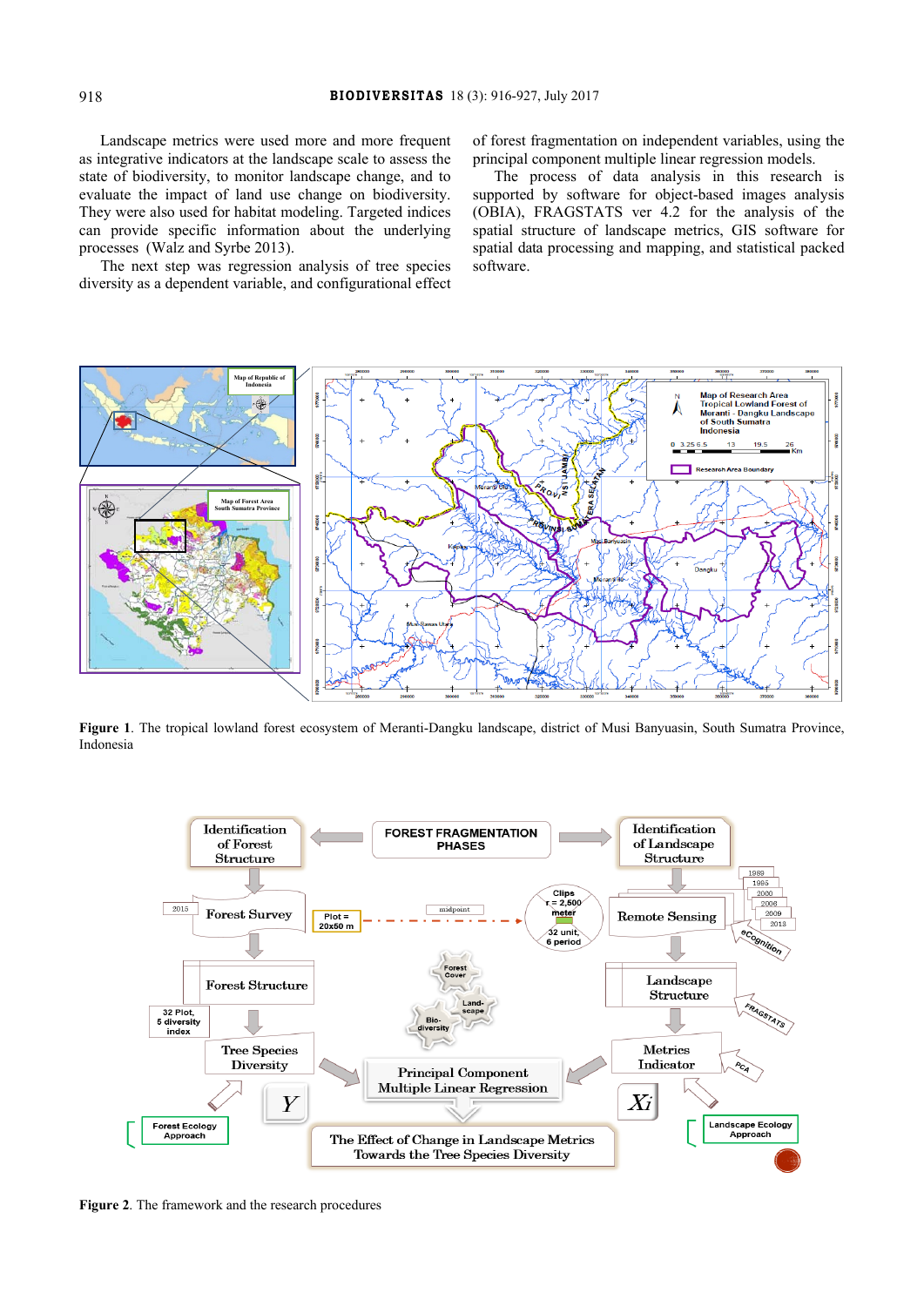Landscape metrics were used more and more frequent as integrative indicators at the landscape scale to assess the state of biodiversity, to monitor landscape change, and to evaluate the impact of land use change on biodiversity. They were also used for habitat modeling. Targeted indices can provide specific information about the underlying processes (Walz and Syrbe 2013).

The next step was regression analysis of tree species diversity as a dependent variable, and configurational effect of forest fragmentation on independent variables, using the principal component multiple linear regression models.

The process of data analysis in this research is supported by software for object-based images analysis (OBIA), FRAGSTATS ver 4.2 for the analysis of the spatial structure of landscape metrics, GIS software for spatial data processing and mapping, and statistical packed software.

**Figure 1**. The tropical lowland forest ecosystem of Meranti-Dangku landscape, district of Musi Banyuasin, South Sumatra Province, Indonesia

**Figure 2**. The framework and the research procedures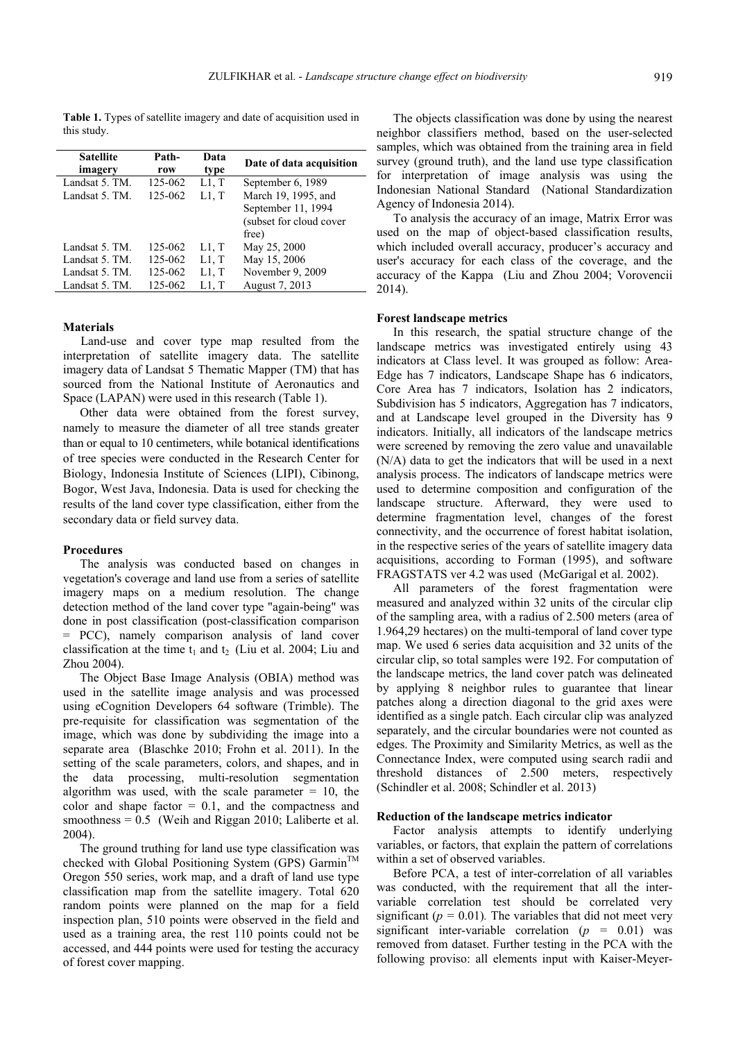**Table 1.** Types of satellite imagery and date of acquisition used in this study.

| Satellite imagery | Path-row | Data type | Date of data acquisition |
|---|---|---|---|
| Landsat 5. TM. | 125-062 | L1, T | September 6, 1989 |
| Landsat 5. TM. | 125-062 | L1, T | March 19, 1995, and September 11, 1994 (subset for cloud cover free) |
| Landsat 5. TM. | 125-062 | L1, T | May 25, 2000 |
| Landsat 5. TM. | 125-062 | L1, T | May 15, 2006 |
| Landsat 5. TM. | 125-062 | L1, T | November 9, 2009 |
| Landsat 5. TM. | 125-062 | L1, T | August 7, 2013 |

### Materials

Land-use and cover type map resulted from the interpretation of satellite imagery data. The satellite imagery data of Landsat 5 Thematic Mapper (TM) that has sourced from the National Institute of Aeronautics and Space (LAPAN) were used in this research (Table 1).

Other data were obtained from the forest survey, namely to measure the diameter of all tree stands greater than or equal to 10 centimeters, while botanical identifications of tree species were conducted in the Research Center for Biology, Indonesia Institute of Sciences (LIPI), Cibinong, Bogor, West Java, Indonesia. Data is used for checking the results of the land cover type classification, either from the secondary data or field survey data.

### Procedures

The analysis was conducted based on changes in vegetation's coverage and land use from a series of satellite imagery maps on a medium resolution. The change detection method of the land cover type "again-being" was done in post classification (post-classification comparison = PCC), namely comparison analysis of land cover classification at the time $t_1$ and $t_2$ (Liu et al. 2004; Liu and Zhou 2004).

The Object Base Image Analysis (OBIA) method was used in the satellite image analysis and was processed using eCognition Developers 64 software (Trimble). The pre-requisite for classification was segmentation of the image, which was done by subdividing the image into a separate area (Blaschke 2010; Frohn et al. 2011). In the setting of the scale parameters, colors, and shapes, and in the data processing, multi-resolution segmentation algorithm was used, with the scale parameter = 10, the color and shape factor = 0.1, and the compactness and smoothness = 0.5 (Weih and Riggan 2010; Laliberte et al. 2004).

The ground truthing for land use type classification was checked with Global Positioning System (GPS) Garmin[TM] Oregon 550 series, work map, and a draft of land use type classification map from the satellite imagery. Total 620 random points were planned on the map for a field inspection plan, 510 points were observed in the field and used as a training area, the rest 110 points could not be accessed, and 444 points were used for testing the accuracy of forest cover mapping.

The objects classification was done by using the nearest neighbor classifiers method, based on the user-selected samples, which was obtained from the training area in field survey (ground truth), and the land use type classification for interpretation of image analysis was using the Indonesian National Standard (National Standardization Agency of Indonesia 2014).

To analysis the accuracy of an image, Matrix Error was used on the map of object-based classification results, which included overall accuracy, producer's accuracy and user's accuracy for each class of the coverage, and the accuracy of the Kappa (Liu and Zhou 2004; Vorovencii 2014).

### Forest landscape metrics

In this research, the spatial structure change of the landscape metrics was investigated entirely using 43 indicators at Class level. It was grouped as follow: Area-Edge has 7 indicators, Landscape Shape has 6 indicators, Core Area has 7 indicators, Isolation has 2 indicators, Subdivision has 5 indicators, Aggregation has 7 indicators, and at Landscape level grouped in the Diversity has 9 indicators. Initially, all indicators of the landscape metrics were screened by removing the zero value and unavailable (N/A) data to get the indicators that will be used in a next analysis process. The indicators of landscape metrics were used to determine composition and configuration of the landscape structure. Afterward, they were used to determine fragmentation level, changes of the forest connectivity, and the occurrence of forest habitat isolation, in the respective series of the years of satellite imagery data acquisitions, according to Forman (1995), and software FRAGSTATS ver 4.2 was used (McGarigal et al. 2002).

All parameters of the forest fragmentation were measured and analyzed within 32 units of the circular clip of the sampling area, with a radius of 2.500 meters (area of 1.964,29 hectares) on the multi-temporal of land cover type map. We used 6 series data acquisition and 32 units of the circular clip, so total samples were 192. For computation of the landscape metrics, the land cover patch was delineated by applying 8 neighbor rules to guarantee that linear patches along a direction diagonal to the grid axes were identified as a single patch. Each circular clip was analyzed separately, and the circular boundaries were not counted as edges. The Proximity and Similarity Metrics, as well as the Connectance Index, were computed using search radii and threshold distances of 2.500 meters, respectively (Schindler et al. 2008; Schindler et al. 2013)

### Reduction of the landscape metrics indicator

Factor analysis attempts to identify underlying variables, or factors, that explain the pattern of correlations within a set of observed variables.

Before PCA, a test of inter-correlation of all variables was conducted, with the requirement that all the inter-variable correlation test should be correlated very significant ($p$ = 0.01). The variables that did not meet very significant inter-variable correlation ($p$ = 0.01) was removed from dataset. Further testing in the PCA with the following proviso: all elements input with Kaiser-Meyer-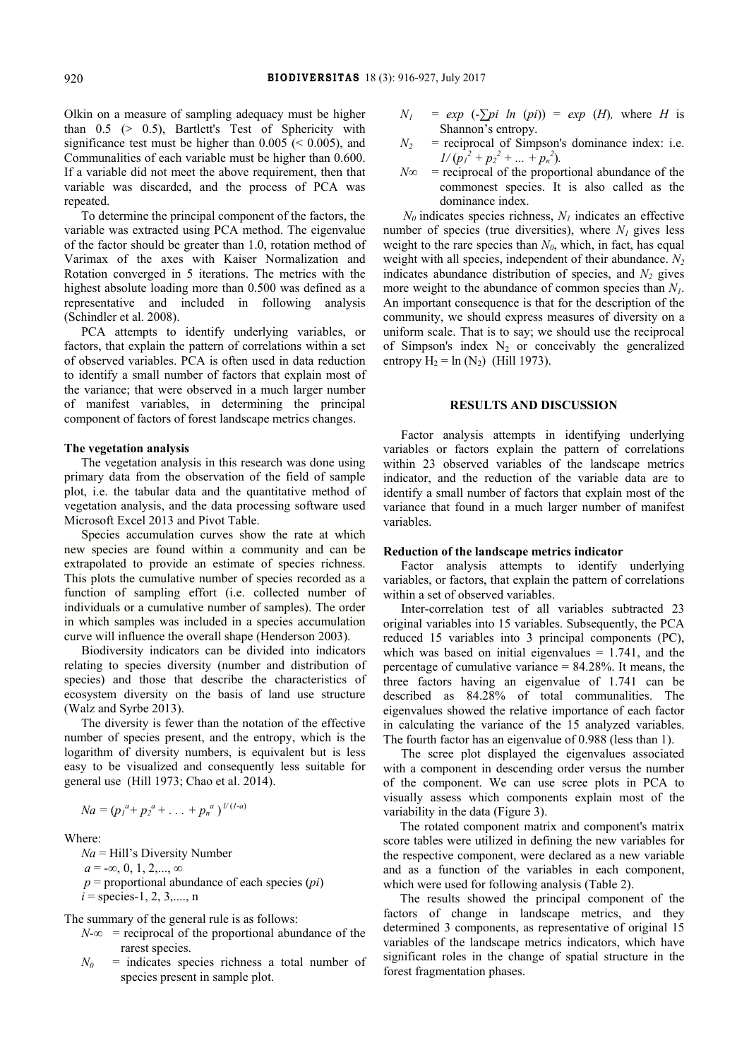Olkin on a measure of sampling adequacy must be higher than 0.5 (> 0.5), Bartlett's Test of Sphericity with significance test must be higher than 0.005 (< 0.005), and Communalities of each variable must be higher than 0.600. If a variable did not meet the above requirement, then that variable was discarded, and the process of PCA was repeated.

To determine the principal component of the factors, the variable was extracted using PCA method. The eigenvalue of the factor should be greater than 1.0, rotation method of Varimax of the axes with Kaiser Normalization and Rotation converged in 5 iterations. The metrics with the highest absolute loading more than 0.500 was defined as a representative and included in following analysis (Schindler et al. 2008).

PCA attempts to identify underlying variables, or factors, that explain the pattern of correlations within a set of observed variables. PCA is often used in data reduction to identify a small number of factors that explain most of the variance; that were observed in a much larger number of manifest variables, in determining the principal component of factors of forest landscape metrics changes.

### The vegetation analysis

The vegetation analysis in this research was done using primary data from the observation of the field of sample plot, i.e. the tabular data and the quantitative method of vegetation analysis, and the data processing software used Microsoft Excel 2013 and Pivot Table.

Species accumulation curves show the rate at which new species are found within a community and can be extrapolated to provide an estimate of species richness. This plots the cumulative number of species recorded as a function of sampling effort (i.e. collected number of individuals or a cumulative number of samples). The order in which samples was included in a species accumulation curve will influence the overall shape (Henderson 2003).

Biodiversity indicators can be divided into indicators relating to species diversity (number and distribution of species) and those that describe the characteristics of ecosystem diversity on the basis of land use structure (Walz and Syrbe 2013).

The diversity is fewer than the notation of the effective number of species present, and the entropy, which is the logarithm of diversity numbers, is equivalent but is less easy to be visualized and consequently less suitable for general use (Hill 1973; Chao et al. 2014).

$$Na = (p_1^{a} + p_2^{a} + \ldots + p_n^{a})^{1/(1-a)}$$

Where:

$Na$ = Hill's Diversity Number
$a = -\infty, 0, 1, 2, \ldots, \infty$
$p$ = proportional abundance of each species ($pi$)
$i$ = species-1, 2, 3,...., n

The summary of the general rule is as follows:

- $N_{-\infty}$ = reciprocal of the proportional abundance of the rarest species.
- $N_0$ = indicates species richness a total number of species present in sample plot.
- $N_1$ = $exp\ (-\sum pi\ ln\ (pi)) = exp\ (H)$, where $H$ is Shannon's entropy.
- $N_2$ = reciprocal of Simpson's dominance index: i.e. $1/(p_1^2 + p_2^2 + \ldots + p_n^2)$.
- $N_\infty$ = reciprocal of the proportional abundance of the commonest species. It is also called as the dominance index.

$N_0$ indicates species richness, $N_1$ indicates an effective number of species (true diversities), where $N_1$ gives less weight to the rare species than $N_0$, which, in fact, has equal weight with all species, independent of their abundance. $N_2$ indicates abundance distribution of species, and $N_2$ gives more weight to the abundance of common species than $N_1$. An important consequence is that for the description of the community, we should express measures of diversity on a uniform scale. That is to say; we should use the reciprocal of Simpson's index $N_2$ or conceivably the generalized entropy $H_2 = \ln(N_2)$ (Hill 1973).

## RESULTS AND DISCUSSION

Factor analysis attempts in identifying underlying variables or factors explain the pattern of correlations within 23 observed variables of the landscape metrics indicator, and the reduction of the variable data are to identify a small number of factors that explain most of the variance that found in a much larger number of manifest variables.

### Reduction of the landscape metrics indicator

Factor analysis attempts to identify underlying variables, or factors, that explain the pattern of correlations within a set of observed variables.

Inter-correlation test of all variables subtracted 23 original variables into 15 variables. Subsequently, the PCA reduced 15 variables into 3 principal components (PC), which was based on initial eigenvalues = 1.741, and the percentage of cumulative variance = 84.28%. It means, the three factors having an eigenvalue of 1.741 can be described as 84.28% of total communalities. The eigenvalues showed the relative importance of each factor in calculating the variance of the 15 analyzed variables. The fourth factor has an eigenvalue of 0.988 (less than 1).

The scree plot displayed the eigenvalues associated with a component in descending order versus the number of the component. We can use scree plots in PCA to visually assess which components explain most of the variability in the data (Figure 3).

The rotated component matrix and component's matrix score tables were utilized in defining the new variables for the respective component, were declared as a new variable and as a function of the variables in each component, which were used for following analysis (Table 2).

The results showed the principal component of the factors of change in landscape metrics, and they determined 3 components, as representative of original 15 variables of the landscape metrics indicators, which have significant roles in the change of spatial structure in the forest fragmentation phases.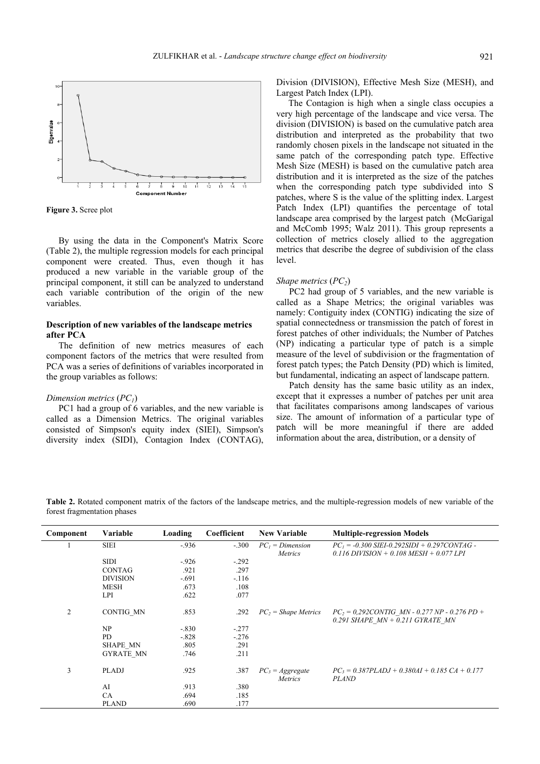Figure 3. Scree plot

By using the data in the Component's Matrix Score (Table 2), the multiple regression models for each principal component were created. Thus, even though it has produced a new variable in the variable group of the principal component, it still can be analyzed to understand each variable contribution of the origin of the new variables.

### Description of new variables of the landscape metrics after PCA

The definition of new metrics measures of each component factors of the metrics that were resulted from PCA was a series of definitions of variables incorporated in the group variables as follows:

#### *Dimension metrics* ($PC_1$)

PC1 had a group of 6 variables, and the new variable is called as a Dimension Metrics. The original variables consisted of Simpson's equity index (SIEI), Simpson's diversity index (SIDI), Contagion Index (CONTAG), Division (DIVISION), Effective Mesh Size (MESH), and Largest Patch Index (LPI).

The Contagion is high when a single class occupies a very high percentage of the landscape and vice versa. The division (DIVISION) is based on the cumulative patch area distribution and interpreted as the probability that two randomly chosen pixels in the landscape not situated in the same patch of the corresponding patch type. Effective Mesh Size (MESH) is based on the cumulative patch area distribution and it is interpreted as the size of the patches when the corresponding patch type subdivided into S patches, where S is the value of the splitting index. Largest Patch Index (LPI) quantifies the percentage of total landscape area comprised by the largest patch (McGarigal and McComb 1995; Walz 2011). This group represents a collection of metrics closely allied to the aggregation metrics that describe the degree of subdivision of the class level.

#### *Shape metrics* ($PC_2$)

PC2 had group of 5 variables, and the new variable is called as a Shape Metrics; the original variables was namely: Contiguity index (CONTIG) indicating the size of spatial connectedness or transmission the patch of forest in forest patches of other individuals; the Number of Patches (NP) indicating a particular type of patch is a simple measure of the level of subdivision or the fragmentation of forest patch types; the Patch Density (PD) which is limited, but fundamental, indicating an aspect of landscape pattern.

Patch density has the same basic utility as an index, except that it expresses a number of patches per unit area that facilitates comparisons among landscapes of various size. The amount of information of a particular type of patch will be more meaningful if there are added information about the area, distribution, or a density of

**Table 2.** Rotated component matrix of the factors of the landscape metrics, and the multiple-regression models of new variable of the forest fragmentation phases

| Component | Variable | Loading | Coefficient | New Variable | Multiple-regression Models |
|---|---|---|---|---|---|
| 1 | SIEI | -.936 | -.300 | $PC_1$ = *Dimension Metrics* | $PC_1 = -0.300\ SIEI - 0.292 SIDI + 0.297 CONTAG - 0.116\ DIVISION + 0.108\ MESH + 0.077\ LPI$ |
| | SIDI | -.926 | -.292 | | |
| | CONTAG | .921 | .297 | | |
| | DIVISION | -.691 | -.116 | | |
| | MESH | .673 | .108 | | |
| | LPI | .622 | .077 | | |
| 2 | CONTIG_MN | .853 | .292 | $PC_2$ = *Shape Metrics* | $PC_2 = 0{,}292 CONTIG\_MN - 0.277\ NP - 0.276\ PD + 0.291\ SHAPE\_MN + 0.211\ GYRATE\_MN$ |
| | NP | -.830 | -.277 | | |
| | PD | -.828 | -.276 | | |
| | SHAPE_MN | .805 | .291 | | |
| | GYRATE_MN | .746 | .211 | | |
| 3 | PLADJ | .925 | .387 | $PC_3$ = *Aggregate Metrics* | $PC_3 = 0.387 PLADJ + 0.380 AI + 0.185\ CA + 0.177\ PLAND$ |
| | AI | .913 | .380 | | |
| | CA | .694 | .185 | | |
| | PLAND | .690 | .177 | | |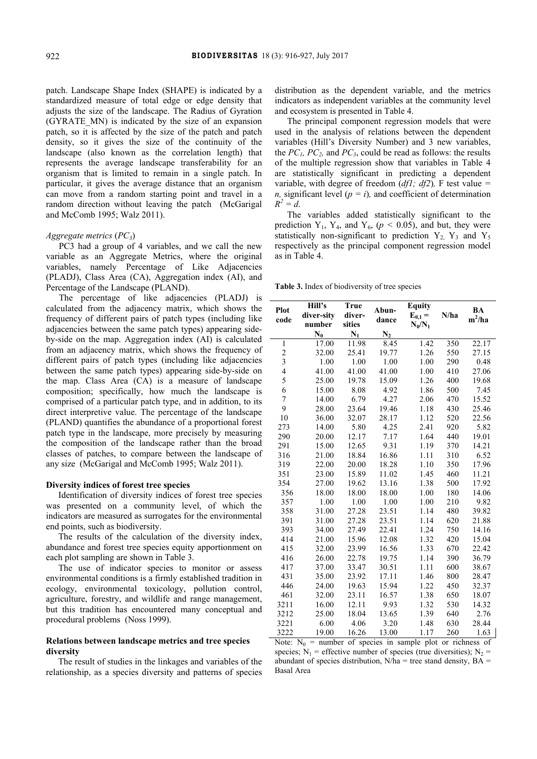patch. Landscape Shape Index (SHAPE) is indicated by a standardized measure of total edge or edge density that adjusts the size of the landscape. The Radius of Gyration (GYRATE_MN) is indicated by the size of an expansion patch, so it is affected by the size of the patch and patch density, so it gives the size of the continuity of the landscape (also known as the correlation length) that represents the average landscape transferability for an organism that is limited to remain in a single patch. In particular, it gives the average distance that an organism can move from a random starting point and travel in a random direction without leaving the patch (McGarigal and McComb 1995; Walz 2011).

### *Aggregate metrics* ($PC_3$)

PC3 had a group of 4 variables, and we call the new variable as an Aggregate Metrics, where the original variables, namely Percentage of Like Adjacencies (PLADJ), Class Area (CA), Aggregation index (AI), and Percentage of the Landscape (PLAND).

The percentage of like adjacencies (PLADJ) is calculated from the adjacency matrix, which shows the frequency of different pairs of patch types (including like adjacencies between the same patch types) appearing side-by-side on the map. Aggregation index (AI) is calculated from an adjacency matrix, which shows the frequency of different pairs of patch types (including like adjacencies between the same patch types) appearing side-by-side on the map. Class Area (CA) is a measure of landscape composition; specifically, how much the landscape is comprised of a particular patch type, and in addition, to its direct interpretive value. The percentage of the landscape (PLAND) quantifies the abundance of a proportional forest patch type in the landscape, more precisely by measuring the composition of the landscape rather than the broad classes of patches, to compare between the landscape of any size (McGarigal and McComb 1995; Walz 2011).

## Diversity indices of forest tree species

Identification of diversity indices of forest tree species was presented on a community level, of which the indicators are measured as surrogates for the environmental end points, such as biodiversity.

The results of the calculation of the diversity index, abundance and forest tree species equity apportionment on each plot sampling are shown in Table 3.

The use of indicator species to monitor or assess environmental conditions is a firmly established tradition in ecology, environmental toxicology, pollution control, agriculture, forestry, and wildlife and range management, but this tradition has encountered many conceptual and procedural problems (Noss 1999).

## Relations between landscape metrics and tree species diversity

The result of studies in the linkages and variables of the relationship, as a species diversity and patterns of species distribution as the dependent variable, and the metrics indicators as independent variables at the community level and ecosystem is presented in Table 4.

The principal component regression models that were used in the analysis of relations between the dependent variables (Hill's Diversity Number) and 3 new variables, the $PC_1$, $PC_2$, and $PC_3$, could be read as follows: the results of the multiple regression show that variables in Table 4 are statistically significant in predicting a dependent variable, with degree of freedom (*df1; df2*), F test value = *n*, significant level ($p = i$), and coefficient of determination $R^2 = d$.

The variables added statistically significant to the prediction $Y_1$, $Y_4$, and $Y_6$, ($p < 0.05$), and but, they were statistically non-significant to prediction $Y_2$, $Y_3$ and $Y_5$ respectively as the principal component regression model as in Table 4.

**Table 3.** Index of biodiversity of tree species

| Plot code | Hill's diver-sity number $N_0$ | True diver-sities $N_1$ | Abun-dance $N_2$ | Equity $E_{0,1} = N_0/N_1$ | N/ha | BA $m^2$/ha |
|---|---|---|---|---|---|---|
| 1 | 17.00 | 11.98 | 8.45 | 1.42 | 350 | 22.17 |
| 2 | 32.00 | 25.41 | 19.77 | 1.26 | 550 | 27.15 |
| 3 | 1.00 | 1.00 | 1.00 | 1.00 | 290 | 0.48 |
| 4 | 41.00 | 41.00 | 41.00 | 1.00 | 410 | 27.06 |
| 5 | 25.00 | 19.78 | 15.09 | 1.26 | 400 | 19.68 |
| 6 | 15.00 | 8.08 | 4.92 | 1.86 | 500 | 7.45 |
| 7 | 14.00 | 6.79 | 4.27 | 2.06 | 470 | 15.52 |
| 9 | 28.00 | 23.64 | 19.46 | 1.18 | 430 | 25.46 |
| 10 | 36.00 | 32.07 | 28.17 | 1.12 | 520 | 22.56 |
| 273 | 14.00 | 5.80 | 4.25 | 2.41 | 920 | 5.82 |
| 290 | 20.00 | 12.17 | 7.17 | 1.64 | 440 | 19.01 |
| 291 | 15.00 | 12.65 | 9.31 | 1.19 | 370 | 14.21 |
| 316 | 21.00 | 18.84 | 16.86 | 1.11 | 310 | 6.52 |
| 319 | 22.00 | 20.00 | 18.28 | 1.10 | 350 | 17.96 |
| 351 | 23.00 | 15.89 | 11.02 | 1.45 | 460 | 11.21 |
| 354 | 27.00 | 19.62 | 13.16 | 1.38 | 500 | 17.92 |
| 356 | 18.00 | 18.00 | 18.00 | 1.00 | 180 | 14.06 |
| 357 | 1.00 | 1.00 | 1.00 | 1.00 | 210 | 9.82 |
| 358 | 31.00 | 27.28 | 23.51 | 1.14 | 480 | 39.82 |
| 391 | 31.00 | 27.28 | 23.51 | 1.14 | 620 | 21.88 |
| 393 | 34.00 | 27.49 | 22.41 | 1.24 | 750 | 14.16 |
| 414 | 21.00 | 15.96 | 12.08 | 1.32 | 420 | 15.04 |
| 415 | 32.00 | 23.99 | 16.56 | 1.33 | 670 | 22.42 |
| 416 | 26.00 | 22.78 | 19.75 | 1.14 | 390 | 36.79 |
| 417 | 37.00 | 33.47 | 30.51 | 1.11 | 600 | 38.67 |
| 431 | 35.00 | 23.92 | 17.11 | 1.46 | 800 | 28.47 |
| 446 | 24.00 | 19.63 | 15.94 | 1.22 | 450 | 32.37 |
| 461 | 32.00 | 23.11 | 16.57 | 1.38 | 650 | 18.07 |
| 3211 | 16.00 | 12.11 | 9.93 | 1.32 | 530 | 14.32 |
| 3212 | 25.00 | 18.04 | 13.65 | 1.39 | 640 | 2.76 |
| 3221 | 6.00 | 4.06 | 3.20 | 1.48 | 630 | 28.44 |
| 3222 | 19.00 | 16.26 | 13.00 | 1.17 | 260 | 1.63 |

Note: $N_0$ = number of species in sample plot or richness of species; $N_1$ = effective number of species (true diversities); $N_2$ = abundant of species distribution, N/ha = tree stand density, BA = Basal Area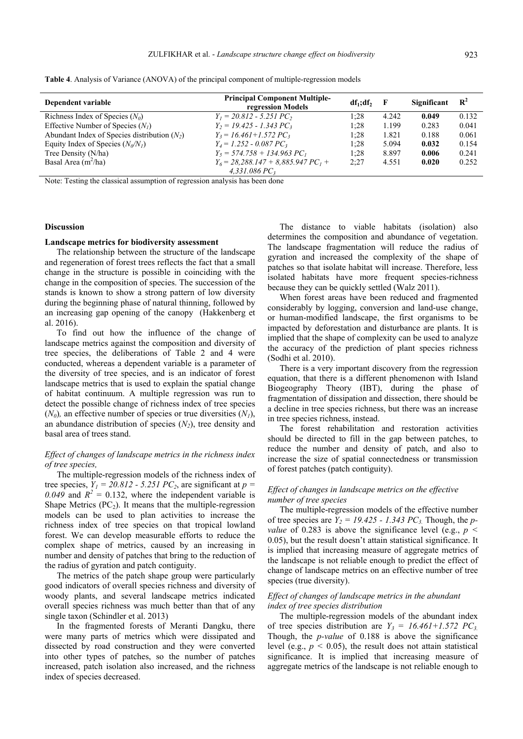**Table 4**. Analysis of Variance (ANOVA) of the principal component of multiple-regression models

| Dependent variable | Principal Component Multiple-regression Models | $df_1;df_2$ | F | Significant | $R^2$ |
|---|---|---|---|---|---|
| Richness Index of Species ($N_0$) | $Y_1 = 20.812 - 5.251\ PC_2$ | 1;28 | 4.242 | **0.049** | 0.132 |
| Effective Number of Species ($N_1$) | $Y_2 = 19.425 - 1.343\ PC_3$ | 1;28 | 1.199 | 0.283 | 0.041 |
| Abundant Index of Species distribution ($N_2$) | $Y_3 = 16.461+1.572\ PC_3$ | 1;28 | 1.821 | 0.188 | 0.061 |
| Equity Index of Species ($N_0/N_1$) | $Y_4 = 1.252 - 0.087\ PC_3$ | 1;28 | 5.094 | **0.032** | 0.154 |
| Tree Density (N/ha) | $Y_5 = 574.758 + 134.963\ PC_1$ | 1;28 | 8.897 | **0.006** | 0.241 |
| Basal Area ($m^2$/ha) | $Y_6 = 28,288.147 + 8,885.947\ PC_1 + 4,331.086\ PC_3$ | 2;27 | 4.551 | **0.020** | 0.252 |

Note: Testing the classical assumption of regression analysis has been done

## Discussion

### Landscape metrics for biodiversity assessment

The relationship between the structure of the landscape and regeneration of forest trees reflects the fact that a small change in the structure is possible in coinciding with the change in the composition of species. The succession of the stands is known to show a strong pattern of low diversity during the beginning phase of natural thinning, followed by an increasing gap opening of the canopy (Hakkenberg et al. 2016).

To find out how the influence of the change of landscape metrics against the composition and diversity of tree species, the deliberations of Table 2 and 4 were conducted, whereas a dependent variable is a parameter of the diversity of tree species, and is an indicator of forest landscape metrics that is used to explain the spatial change of habitat continuum. A multiple regression was run to detect the possible change of richness index of tree species ($N_0$), an effective number of species or true diversities ($N_1$), an abundance distribution of species ($N_2$), tree density and basal area of trees stand.

*Effect of changes of landscape metrics in the richness index of tree species,*

The multiple-regression models of the richness index of tree species, $Y_1 = 20.812 - 5.251\ PC_2$, are significant at $p = 0.049$ and $R^2 = 0.132$, where the independent variable is Shape Metrics ($PC_2$). It means that the multiple-regression models can be used to plan activities to increase the richness index of tree species on that tropical lowland forest. We can develop measurable efforts to reduce the complex shape of metrics, caused by an increasing in number and density of patches that bring to the reduction of the radius of gyration and patch contiguity.

The metrics of the patch shape group were particularly good indicators of overall species richness and diversity of woody plants, and several landscape metrics indicated overall species richness was much better than that of any single taxon (Schindler et al. 2013)

In the fragmented forests of Meranti Dangku, there were many parts of metrics which were dissipated and dissected by road construction and they were converted into other types of patches, so the number of patches increased, patch isolation also increased, and the richness index of species decreased.

The distance to viable habitats (isolation) also determines the composition and abundance of vegetation. The landscape fragmentation will reduce the radius of gyration and increased the complexity of the shape of patches so that isolate habitat will increase. Therefore, less isolated habitats have more frequent species-richness because they can be quickly settled (Walz 2011).

When forest areas have been reduced and fragmented considerably by logging, conversion and land-use change, or human-modified landscape, the first organisms to be impacted by deforestation and disturbance are plants. It is implied that the shape of complexity can be used to analyze the accuracy of the prediction of plant species richness (Sodhi et al. 2010).

There is a very important discovery from the regression equation, that there is a different phenomenon with Island Biogeography Theory (IBT), during the phase of fragmentation of dissipation and dissection, there should be a decline in tree species richness, but there was an increase in tree species richness, instead.

The forest rehabilitation and restoration activities should be directed to fill in the gap between patches, to reduce the number and density of patch, and also to increase the size of spatial connectedness or transmission of forest patches (patch contiguity).

*Effect of changes in landscape metrics on the effective number of tree species*

The multiple-regression models of the effective number of tree species are $Y_2 = 19.425 - 1.343\ PC_3$. Though, the *p-value* of 0.283 is above the significance level (e.g., $p < 0.05$), but the result doesn't attain statistical significance. It is implied that increasing measure of aggregate metrics of the landscape is not reliable enough to predict the effect of change of landscape metrics on an effective number of tree species (true diversity).

*Effect of changes of landscape metrics in the abundant index of tree species distribution*

The multiple-regression models of the abundant index of tree species distribution are $Y_3 = 16.461+1.572\ PC_3$. Though, the *p-value* of 0.188 is above the significance level (e.g., $p < 0.05$), the result does not attain statistical significance. It is implied that increasing measure of aggregate metrics of the landscape is not reliable enough to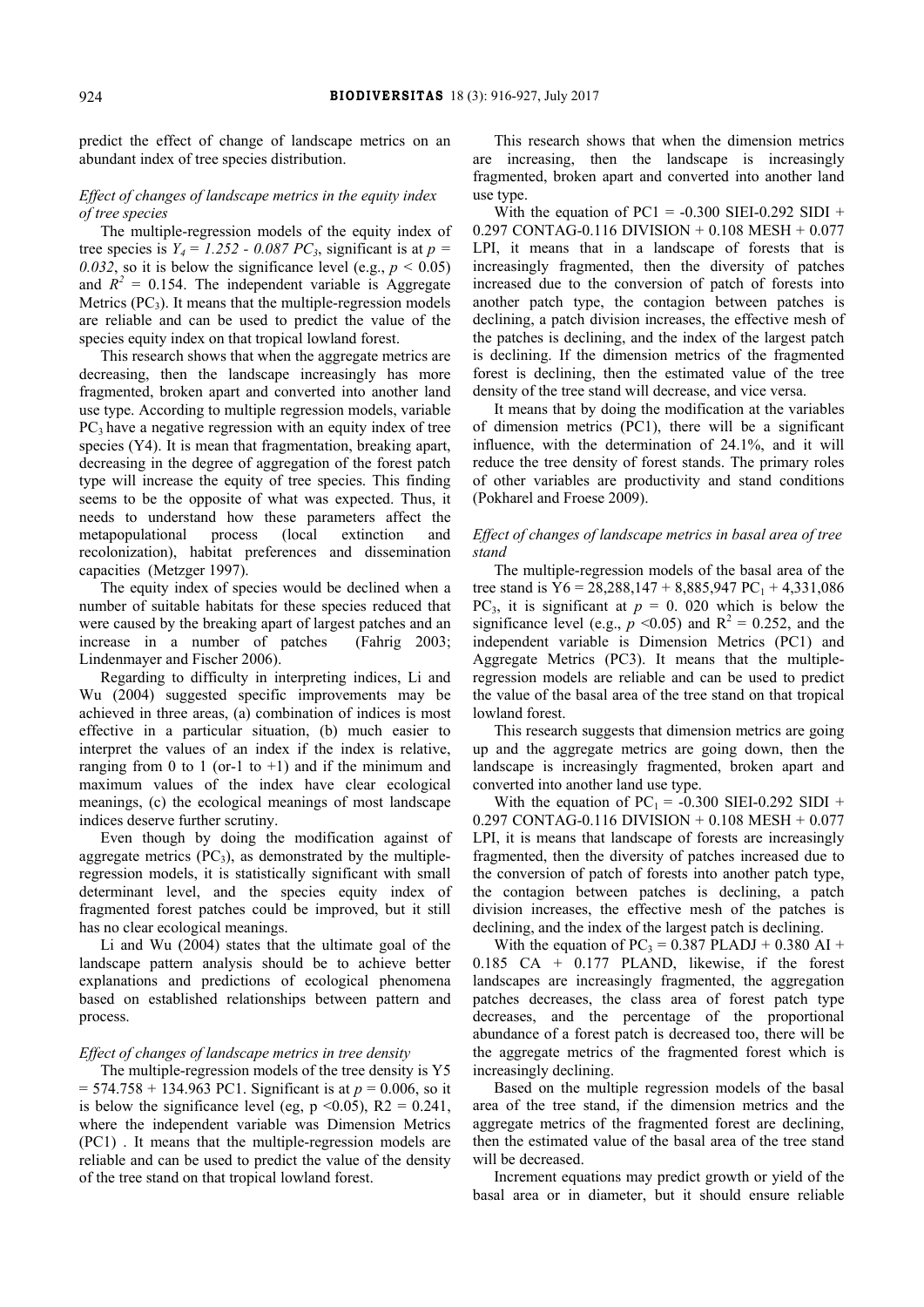predict the effect of change of landscape metrics on an abundant index of tree species distribution.

*Effect of changes of landscape metrics in the equity index of tree species*

The multiple-regression models of the equity index of tree species is $Y_4 = 1.252 - 0.087\ PC_3$, significant is at $p = 0.032$, so it is below the significance level (e.g., $p < 0.05$) and $R^2 = 0.154$. The independent variable is Aggregate Metrics ($PC_3$). It means that the multiple-regression models are reliable and can be used to predict the value of the species equity index on that tropical lowland forest.

This research shows that when the aggregate metrics are decreasing, then the landscape increasingly has more fragmented, broken apart and converted into another land use type. According to multiple regression models, variable $PC_3$ have a negative regression with an equity index of tree species (Y4). It is mean that fragmentation, breaking apart, decreasing in the degree of aggregation of the forest patch type will increase the equity of tree species. This finding seems to be the opposite of what was expected. Thus, it needs to understand how these parameters affect the metapopulational process (local extinction and recolonization), habitat preferences and dissemination capacities (Metzger 1997).

The equity index of species would be declined when a number of suitable habitats for these species reduced that were caused by the breaking apart of largest patches and an increase in a number of patches (Fahrig 2003; Lindenmayer and Fischer 2006).

Regarding to difficulty in interpreting indices, Li and Wu (2004) suggested specific improvements may be achieved in three areas, (a) combination of indices is most effective in a particular situation, (b) much easier to interpret the values of an index if the index is relative, ranging from 0 to 1 (or-1 to +1) and if the minimum and maximum values of the index have clear ecological meanings, (c) the ecological meanings of most landscape indices deserve further scrutiny.

Even though by doing the modification against of aggregate metrics ($PC_3$), as demonstrated by the multiple-regression models, it is statistically significant with small determinant level, and the species equity index of fragmented forest patches could be improved, but it still has no clear ecological meanings.

Li and Wu (2004) states that the ultimate goal of the landscape pattern analysis should be to achieve better explanations and predictions of ecological phenomena based on established relationships between pattern and process.

*Effect of changes of landscape metrics in tree density*

The multiple-regression models of the tree density is $Y5 = 574.758 + 134.963\ PC1$. Significant is at $p = 0.006$, so it is below the significance level (eg, $p < 0.05$), $R2 = 0.241$, where the independent variable was Dimension Metrics (PC1) . It means that the multiple-regression models are reliable and can be used to predict the value of the density of the tree stand on that tropical lowland forest.

This research shows that when the dimension metrics are increasing, then the landscape is increasingly fragmented, broken apart and converted into another land use type.

With the equation of $PC1 = -0.300\ SIEI - 0.292\ SIDI + 0.297\ CONTAG - 0.116\ DIVISION + 0.108\ MESH + 0.077\ LPI$, it means that in a landscape of forests that is increasingly fragmented, then the diversity of patches increased due to the conversion of patch of forests into another patch type, the contagion between patches is declining, a patch division increases, the effective mesh of the patches is declining, and the index of the largest patch is declining. If the dimension metrics of the fragmented forest is declining, then the estimated value of the tree density of the tree stand will decrease, and vice versa.

It means that by doing the modification at the variables of dimension metrics (PC1), there will be a significant influence, with the determination of 24.1%, and it will reduce the tree density of forest stands. The primary roles of other variables are productivity and stand conditions (Pokharel and Froese 2009).

*Effect of changes of landscape metrics in basal area of tree stand*

The multiple-regression models of the basal area of the tree stand is $Y6 = 28{,}288{,}147 + 8{,}885{,}947\ PC_1 + 4{,}331{,}086\ PC_3$, it is significant at $p = 0.\ 020$ which is below the significance level (e.g., $p < 0.05$) and $R^2 = 0.252$, and the independent variable is Dimension Metrics (PC1) and Aggregate Metrics (PC3). It means that the multiple-regression models are reliable and can be used to predict the value of the basal area of the tree stand on that tropical lowland forest.

This research suggests that dimension metrics are going up and the aggregate metrics are going down, then the landscape is increasingly fragmented, broken apart and converted into another land use type.

With the equation of $PC_1 = -0.300\ SIEI - 0.292\ SIDI + 0.297\ CONTAG - 0.116\ DIVISION + 0.108\ MESH + 0.077\ LPI$, it is means that landscape of forests are increasingly fragmented, then the diversity of patches increased due to the conversion of patch of forests into another patch type, the contagion between patches is declining, a patch division increases, the effective mesh of the patches is declining, and the index of the largest patch is declining.

With the equation of $PC_3 = 0.387\ PLADJ + 0.380\ AI + 0.185\ CA + 0.177\ PLAND$, likewise, if the forest landscapes are increasingly fragmented, the aggregation patches decreases, the class area of forest patch type decreases, and the percentage of the proportional abundance of a forest patch is decreased too, there will be the aggregate metrics of the fragmented forest which is increasingly declining.

Based on the multiple regression models of the basal area of the tree stand, if the dimension metrics and the aggregate metrics of the fragmented forest are declining, then the estimated value of the basal area of the tree stand will be decreased.

Increment equations may predict growth or yield of the basal area or in diameter, but it should ensure reliable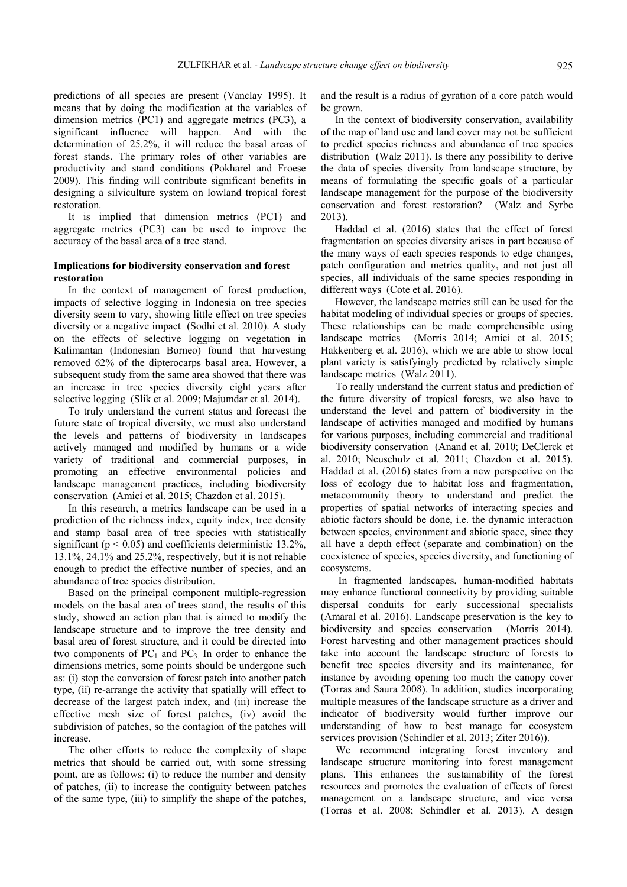predictions of all species are present (Vanclay 1995). It means that by doing the modification at the variables of dimension metrics (PC1) and aggregate metrics (PC3), a significant influence will happen. And with the determination of 25.2%, it will reduce the basal areas of forest stands. The primary roles of other variables are productivity and stand conditions (Pokharel and Froese 2009). This finding will contribute significant benefits in designing a silviculture system on lowland tropical forest restoration.

It is implied that dimension metrics (PC1) and aggregate metrics (PC3) can be used to improve the accuracy of the basal area of a tree stand.

### Implications for biodiversity conservation and forest restoration

In the context of management of forest production, impacts of selective logging in Indonesia on tree species diversity seem to vary, showing little effect on tree species diversity or a negative impact (Sodhi et al. 2010). A study on the effects of selective logging on vegetation in Kalimantan (Indonesian Borneo) found that harvesting removed 62% of the dipterocarps basal area. However, a subsequent study from the same area showed that there was an increase in tree species diversity eight years after selective logging (Slik et al. 2009; Majumdar et al. 2014).

To truly understand the current status and forecast the future state of tropical diversity, we must also understand the levels and patterns of biodiversity in landscapes actively managed and modified by humans or a wide variety of traditional and commercial purposes, in promoting an effective environmental policies and landscape management practices, including biodiversity conservation (Amici et al. 2015; Chazdon et al. 2015).

In this research, a metrics landscape can be used in a prediction of the richness index, equity index, tree density and stamp basal area of tree species with statistically significant ($p < 0.05$) and coefficients deterministic 13.2%, 13.1%, 24.1% and 25.2%, respectively, but it is not reliable enough to predict the effective number of species, and an abundance of tree species distribution.

Based on the principal component multiple-regression models on the basal area of trees stand, the results of this study, showed an action plan that is aimed to modify the landscape structure and to improve the tree density and basal area of forest structure, and it could be directed into two components of $PC_1$ and $PC_3$. In order to enhance the dimensions metrics, some points should be undergone such as: (i) stop the conversion of forest patch into another patch type, (ii) re-arrange the activity that spatially will effect to decrease of the largest patch index, and (iii) increase the effective mesh size of forest patches, (iv) avoid the subdivision of patches, so the contagion of the patches will increase.

The other efforts to reduce the complexity of shape metrics that should be carried out, with some stressing point, are as follows: (i) to reduce the number and density of patches, (ii) to increase the contiguity between patches of the same type, (iii) to simplify the shape of the patches, and the result is a radius of gyration of a core patch would be grown.

In the context of biodiversity conservation, availability of the map of land use and land cover may not be sufficient to predict species richness and abundance of tree species distribution (Walz 2011). Is there any possibility to derive the data of species diversity from landscape structure, by means of formulating the specific goals of a particular landscape management for the purpose of the biodiversity conservation and forest restoration? (Walz and Syrbe 2013).

Haddad et al. (2016) states that the effect of forest fragmentation on species diversity arises in part because of the many ways of each species responds to edge changes, patch configuration and metrics quality, and not just all species, all individuals of the same species responding in different ways (Cote et al. 2016).

However, the landscape metrics still can be used for the habitat modeling of individual species or groups of species. These relationships can be made comprehensible using landscape metrics (Morris 2014; Amici et al. 2015; Hakkenberg et al. 2016), which we are able to show local plant variety is satisfyingly predicted by relatively simple landscape metrics (Walz 2011).

To really understand the current status and prediction of the future diversity of tropical forests, we also have to understand the level and pattern of biodiversity in the landscape of activities managed and modified by humans for various purposes, including commercial and traditional biodiversity conservation (Anand et al. 2010; DeClerck et al. 2010; Neuschulz et al. 2011; Chazdon et al. 2015). Haddad et al. (2016) states from a new perspective on the loss of ecology due to habitat loss and fragmentation, metacommunity theory to understand and predict the properties of spatial networks of interacting species and abiotic factors should be done, i.e. the dynamic interaction between species, environment and abiotic space, since they all have a depth effect (separate and combination) on the coexistence of species, species diversity, and functioning of ecosystems.

In fragmented landscapes, human-modified habitats may enhance functional connectivity by providing suitable dispersal conduits for early successional specialists (Amaral et al. 2016). Landscape preservation is the key to biodiversity and species conservation (Morris 2014). Forest harvesting and other management practices should take into account the landscape structure of forests to benefit tree species diversity and its maintenance, for instance by avoiding opening too much the canopy cover (Torras and Saura 2008). In addition, studies incorporating multiple measures of the landscape structure as a driver and indicator of biodiversity would further improve our understanding of how to best manage for ecosystem services provision (Schindler et al. 2013; Ziter 2016)).

We recommend integrating forest inventory and landscape structure monitoring into forest management plans. This enhances the sustainability of the forest resources and promotes the evaluation of effects of forest management on a landscape structure, and vice versa (Torras et al. 2008; Schindler et al. 2013). A design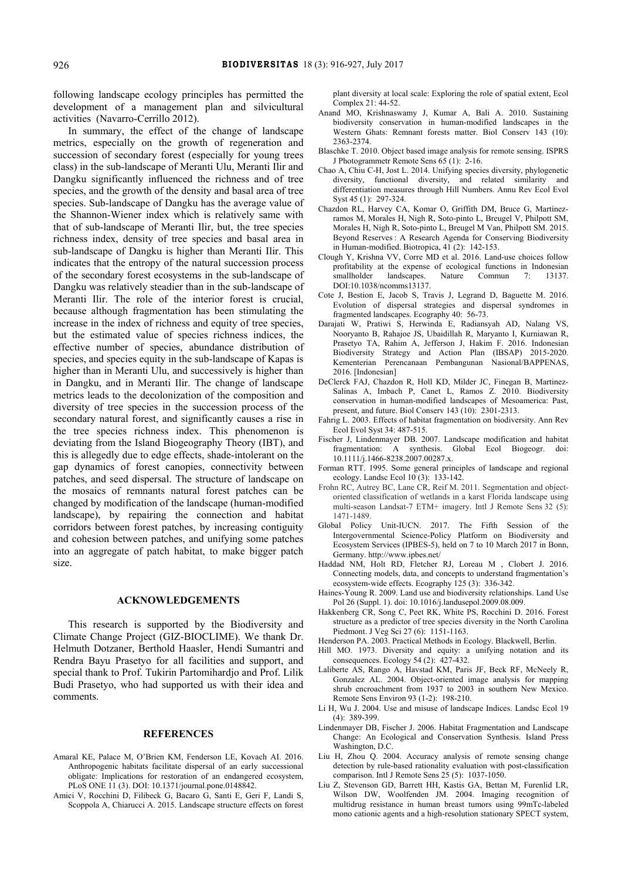following landscape ecology principles has permitted the development of a management plan and silvicultural activities (Navarro-Cerrillo 2012).

In summary, the effect of the change of landscape metrics, especially on the growth of regeneration and succession of secondary forest (especially for young trees class) in the sub-landscape of Meranti Ulu, Meranti Ilir and Dangku significantly influenced the richness and of tree species, and the growth of the density and basal area of tree species. Sub-landscape of Dangku has the average value of the Shannon-Wiener index which is relatively same with that of sub-landscape of Meranti Ilir, but, the tree species richness index, density of tree species and basal area in sub-landscape of Dangku is higher than Meranti Ilir. This indicates that the entropy of the natural succession process of the secondary forest ecosystems in the sub-landscape of Dangku was relatively steadier than in the sub-landscape of Meranti Ilir. The role of the interior forest is crucial, because although fragmentation has been stimulating the increase in the index of richness and equity of tree species, but the estimated value of species richness indices, the effective number of species, abundance distribution of species, and species equity in the sub-landscape of Kapas is higher than in Meranti Ulu, and successively is higher than in Dangku, and in Meranti Ilir. The change of landscape metrics leads to the decolonization of the composition and diversity of tree species in the succession process of the secondary natural forest, and significantly causes a rise in the tree species richness index. This phenomenon is deviating from the Island Biogeography Theory (IBT), and this is allegedly due to edge effects, shade-intolerant on the gap dynamics of forest canopies, connectivity between patches, and seed dispersal. The structure of landscape on the mosaics of remnants natural forest patches can be changed by modification of the landscape (human-modified landscape), by repairing the connection and habitat corridors between forest patches, by increasing contiguity and cohesion between patches, and unifying some patches into an aggregate of patch habitat, to make bigger patch size.

## ACKNOWLEDGEMENTS

This research is supported by the Biodiversity and Climate Change Project (GIZ-BIOCLIME). We thank Dr. Helmuth Dotzaner, Berthold Haasler, Hendi Sumantri and Rendra Bayu Prasetyo for all facilities and support, and special thank to Prof. Tukirin Partomihardjo and Prof. Lilik Budi Prasetyo, who had supported us with their idea and comments.

## REFERENCES

Amaral KE, Palace M, O'Brien KM, Fenderson LE, Kovach AI. 2016. Anthropogenic habitats facilitate dispersal of an early successional obligate: Implications for restoration of an endangered ecosystem, PLoS ONE 11 (3). DOI: 10.1371/journal.pone.0148842.

Amici V, Rocchini D, Filibeck G, Bacaro G, Santi E, Geri F, Landi S, Scoppola A, Chiarucci A. 2015. Landscape structure effects on forest plant diversity at local scale: Exploring the role of spatial extent, Ecol Complex 21: 44-52.

Anand MO, Krishnaswamy J, Kumar A, Bali A. 2010. Sustaining biodiversity conservation in human-modified landscapes in the Western Ghats: Remnant forests matter. Biol Conserv 143 (10): 2363-2374.

Blaschke T. 2010. Object based image analysis for remote sensing. ISPRS J Photogrammetr Remote Sens 65 (1): 2-16.

Chao A, Chiu C-H, Jost L. 2014. Unifying species diversity, phylogenetic diversity, functional diversity, and related similarity and differentiation measures through Hill Numbers. Annu Rev Ecol Evol Syst 45 (1): 297-324.

Chazdon RL, Harvey CA, Komar O, Griffith DM, Bruce G, Martínez-ramos M, Morales H, Nigh R, Soto-pinto L, Breugel V, Philpott SM, Morales H, Nigh R, Soto-pinto L, Breugel M Van, Philpott SM. 2015. Beyond Reserves : A Research Agenda for Conserving Biodiversity in Human-modified. Biotropica, 41 (2): 142-153.

Clough Y, Krishna VV, Corre MD et al. 2016. Land-use choices follow profitability at the expense of ecological functions in Indonesian smallholder landscapes. Nature Commun 7: 13137. DOI:10.1038/ncomms13137.

Cote J, Bestion E, Jacob S, Travis J, Legrand D, Baguette M. 2016. Evolution of dispersal strategies and dispersal syndromes in fragmented landscapes. Ecography 40: 56-73.

Darajati W, Pratiwi S, Herwinda E, Radiansyah AD, Nalang VS, Nooryanto B, Rahajoe JS, Ubaidillah R, Maryanto I, Kurniawan R, Prasetyo TA, Rahim A, Jefferson J, Hakim F. 2016. Indonesian Biodiversity Strategy and Action Plan (IBSAP) 2015-2020. Kementerian Perencanaan Pembangunan Nasional/BAPPENAS, 2016. [Indonesian]

DeClerck FAJ, Chazdon R, Holl KD, Milder JC, Finegan B, Martinez-Salinas A, Imbach P, Canet L, Ramos Z. 2010. Biodiversity conservation in human-modified landscapes of Mesoamerica: Past, present, and future. Biol Conserv 143 (10): 2301-2313.

Fahrig L. 2003. Effects of habitat fragmentation on biodiversity. Ann Rev Ecol Evol Syst 34: 487-515.

Fischer J, Lindenmayer DB. 2007. Landscape modification and habitat fragmentation: A synthesis. Global Ecol Biogeogr. doi: 10.1111/j.1466-8238.2007.00287.x.

Forman RTT. 1995. Some general principles of landscape and regional ecology. Landsc Ecol 10 (3): 133-142.

Frohn RC, Autrey BC, Lane CR, Reif M. 2011. Segmentation and object-oriented classification of wetlands in a karst Florida landscape using multi-season Landsat-7 ETM+ imagery. Intl J Remote Sens 32 (5): 1471-1489.

Global Policy Unit-IUCN. 2017. The Fifth Session of the Intergovernmental Science-Policy Platform on Biodiversity and Ecosystem Services (IPBES-5), held on 7 to 10 March 2017 in Bonn, Germany. http://www.ipbes.net/

Haddad NM, Holt RD, Fletcher RJ, Loreau M , Clobert J. 2016. Connecting models, data, and concepts to understand fragmentation's ecosystem-wide effects. Ecography 125 (3): 336-342.

Haines-Young R. 2009. Land use and biodiversity relationships. Land Use Pol 26 (Suppl. 1). doi: 10.1016/j.landusepol.2009.08.009.

Hakkenberg CR, Song C, Peet RK, White PS, Rocchini D. 2016. Forest structure as a predictor of tree species diversity in the North Carolina Piedmont. J Veg Sci 27 (6): 1151-1163.

Henderson PA. 2003. Practical Methods in Ecology. Blackwell, Berlin.

Hill MO. 1973. Diversity and equity: a unifying notation and its consequences. Ecology 54 (2): 427-432.

Laliberte AS, Rango A, Havstad KM, Paris JF, Beck RF, McNeely R, Gonzalez AL. 2004. Object-oriented image analysis for mapping shrub encroachment from 1937 to 2003 in southern New Mexico. Remote Sens Environ 93 (1-2): 198-210.

Li H, Wu J. 2004. Use and misuse of landscape Indices. Landsc Ecol 19 (4): 389-399.

Lindenmayer DB, Fischer J. 2006. Habitat Fragmentation and Landscape Change: An Ecological and Conservation Synthesis. Island Press Washington, D.C.

Liu H, Zhou Q. 2004. Accuracy analysis of remote sensing change detection by rule-based rationality evaluation with post-classification comparison. Intl J Remote Sens 25 (5): 1037-1050.

Liu Z, Stevenson GD, Barrett HH, Kastis GA, Bettan M, Furenlid LR, Wilson DW, Woolfenden JM. 2004. Imaging recognition of multidrug resistance in human breast tumors using 99mTc-labeled mono cationic agents and a high-resolution stationary SPECT system,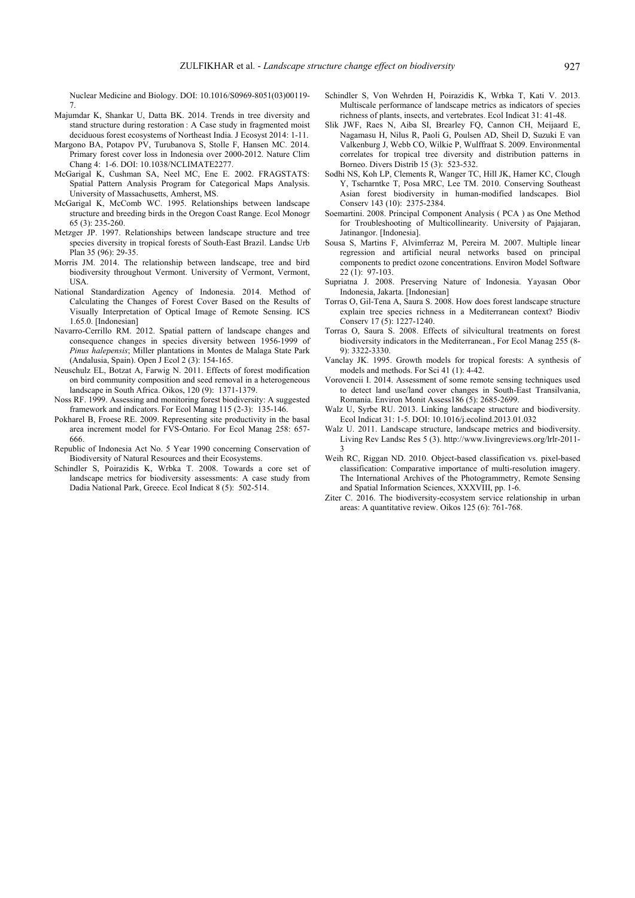Nuclear Medicine and Biology. DOI: 10.1016/S0969-8051(03)00119-7.

Majumdar K, Shankar U, Datta BK. 2014. Trends in tree diversity and stand structure during restoration : A Case study in fragmented moist deciduous forest ecosystems of Northeast India. J Ecosyst 2014: 1-11.

Margono BA, Potapov PV, Turubanova S, Stolle F, Hansen MC. 2014. Primary forest cover loss in Indonesia over 2000-2012. Nature Clim Chang 4: 1-6. DOI: 10.1038/NCLIMATE2277.

McGarigal K, Cushman SA, Neel MC, Ene E. 2002. FRAGSTATS: Spatial Pattern Analysis Program for Categorical Maps Analysis. University of Massachusetts, Amherst, MS.

McGarigal K, McComb WC. 1995. Relationships between landscape structure and breeding birds in the Oregon Coast Range. Ecol Monogr 65 (3): 235-260.

Metzger JP. 1997. Relationships between landscape structure and tree species diversity in tropical forests of South-East Brazil. Landsc Urb Plan 35 (96): 29-35.

Morris JM. 2014. The relationship between landscape, tree and bird biodiversity throughout Vermont. University of Vermont, Vermont, USA.

National Standardization Agency of Indonesia. 2014. Method of Calculating the Changes of Forest Cover Based on the Results of Visually Interpretation of Optical Image of Remote Sensing. ICS 1.65.0. [Indonesian]

Navarro-Cerrillo RM. 2012. Spatial pattern of landscape changes and consequence changes in species diversity between 1956-1999 of *Pinus halepensis*; Miller plantations in Montes de Malaga State Park (Andalusia, Spain). Open J Ecol 2 (3): 154-165.

Neuschulz EL, Botzat A, Farwig N. 2011. Effects of forest modification on bird community composition and seed removal in a heterogeneous landscape in South Africa. Oikos, 120 (9): 1371-1379.

Noss RF. 1999. Assessing and monitoring forest biodiversity: A suggested framework and indicators. For Ecol Manag 115 (2-3): 135-146.

Pokharel B, Froese RE. 2009. Representing site productivity in the basal area increment model for FVS-Ontario. For Ecol Manag 258: 657-666.

Republic of Indonesia Act No. 5 Year 1990 concerning Conservation of Biodiversity of Natural Resources and their Ecosystems.

Schindler S, Poirazidis K, Wrbka T. 2008. Towards a core set of landscape metrics for biodiversity assessments: A case study from Dadia National Park, Greece. Ecol Indicat 8 (5): 502-514.

Schindler S, Von Wehrden H, Poirazidis K, Wrbka T, Kati V. 2013. Multiscale performance of landscape metrics as indicators of species richness of plants, insects, and vertebrates. Ecol Indicat 31: 41-48.

Slik JWF, Raes N, Aiba SI, Brearley FQ, Cannon CH, Meijaard E, Nagamasu H, Nilus R, Paoli G, Poulsen AD, Sheil D, Suzuki E van Valkenburg J, Webb CO, Wilkie P, Wulffraat S. 2009. Environmental correlates for tropical tree diversity and distribution patterns in Borneo. Divers Distrib 15 (3): 523-532.

Sodhi NS, Koh LP, Clements R, Wanger TC, Hill JK, Hamer KC, Clough Y, Tscharntke T, Posa MRC, Lee TM. 2010. Conserving Southeast Asian forest biodiversity in human-modified landscapes. Biol Conserv 143 (10): 2375-2384.

Soemartini. 2008. Principal Component Analysis ( PCA ) as One Method for Troubleshooting of Multicollinearity. University of Pajajaran, Jatinangor. [Indonesia].

Sousa S, Martins F, Alvimferraz M, Pereira M. 2007. Multiple linear regression and artificial neural networks based on principal components to predict ozone concentrations. Environ Model Software 22 (1): 97-103.

Supriatna J. 2008. Preserving Nature of Indonesia. Yayasan Obor Indonesia, Jakarta. [Indonesian]

Torras O, Gil-Tena A, Saura S. 2008. How does forest landscape structure explain tree species richness in a Mediterranean context? Biodiv Conserv 17 (5): 1227-1240.

Torras O, Saura S. 2008. Effects of silvicultural treatments on forest biodiversity indicators in the Mediterranean., For Ecol Manag 255 (8-9): 3322-3330.

Vanclay JK. 1995. Growth models for tropical forests: A synthesis of models and methods. For Sci 41 (1): 4-42.

Vorovencii I. 2014. Assessment of some remote sensing techniques used to detect land use/land cover changes in South-East Transilvania, Romania. Environ Monit Assess186 (5): 2685-2699.

Walz U, Syrbe RU. 2013. Linking landscape structure and biodiversity. Ecol Indicat 31: 1-5. DOI: 10.1016/j.ecolind.2013.01.032

Walz U. 2011. Landscape structure, landscape metrics and biodiversity. Living Rev Landsc Res 5 (3). http://www.livingreviews.org/lrlr-2011-3

Weih RC, Riggan ND. 2010. Object-based classification vs. pixel-based classification: Comparative importance of multi-resolution imagery. The International Archives of the Photogrammetry, Remote Sensing and Spatial Information Sciences, XXXVIII, pp. 1-6.

Ziter C. 2016. The biodiversity-ecosystem service relationship in urban areas: A quantitative review. Oikos 125 (6): 761-768.